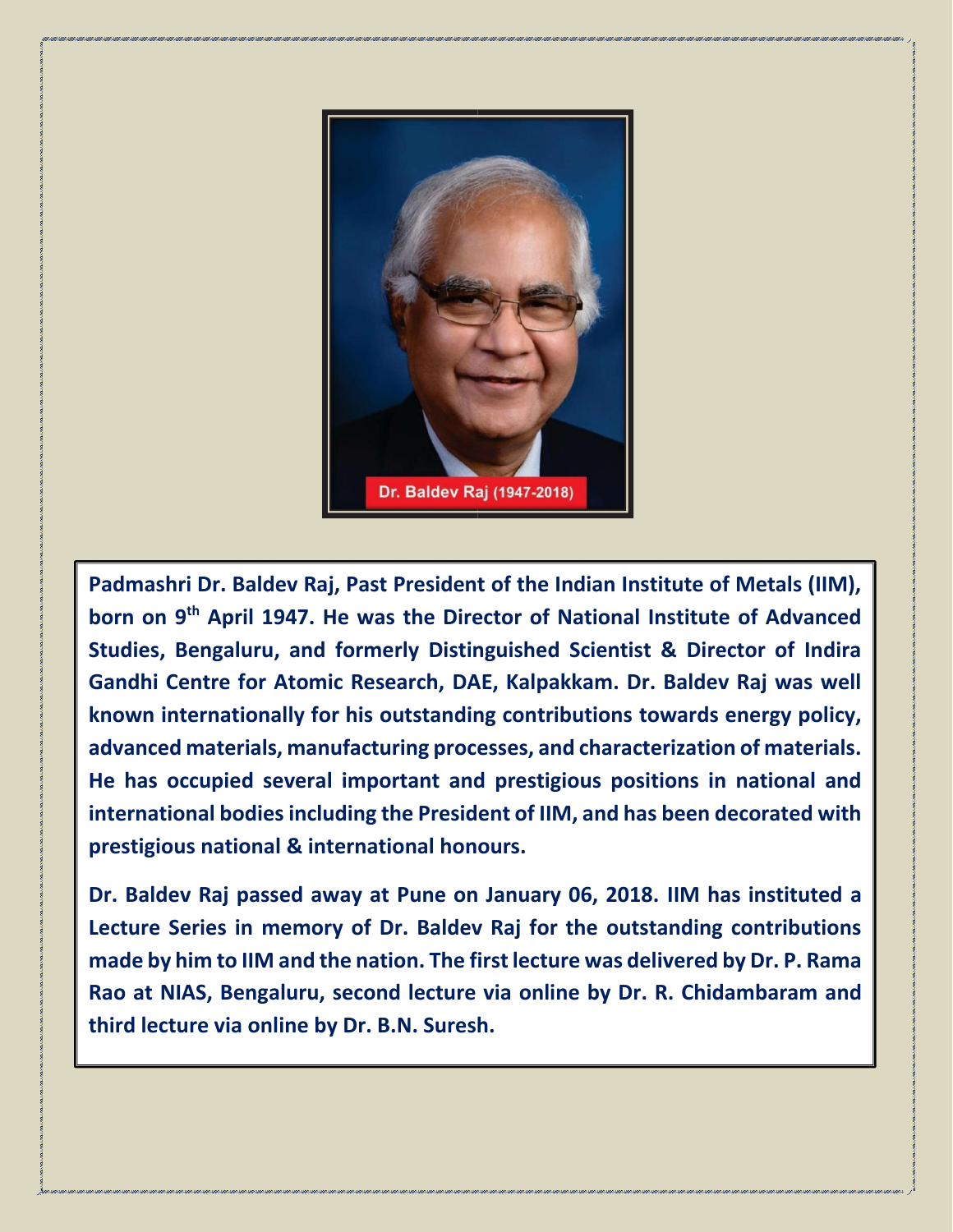Dr. Baldev Raj (1947-2018)

**Padmashri Dr. Baldev Raj, Past President of the Indian Institute of Metals (IIM), born on 9th April 1947. He was the Director of National Institute of Advanced Studies, Bengaluru, and formerly Distinguished Scientist & Director of Indira Gandhi Centre for Atomic Research, DAE, Kalpakkam. Dr. Baldev Raj was well known internationally for his outstanding contributions towards energy policy, advanced materials, manufacturing processes, and characterization of materials. He has occupied several important and prestigious positions in national and international bodies including the President of IIM, and has been decorated with prestigious national & international honours.**

**Dr. Baldev Raj passed away at Pune on January 06, 2018. IIM has instituted a Lecture Series in memory of Dr. Baldev Raj for the outstanding contributions made by him to IIM and the nation. The first lecture was delivered by Dr. P. Rama Rao at NIAS, Bengaluru, second lecture via online by Dr. R. Chidambaram and third lecture via online by Dr. B.N. Suresh.**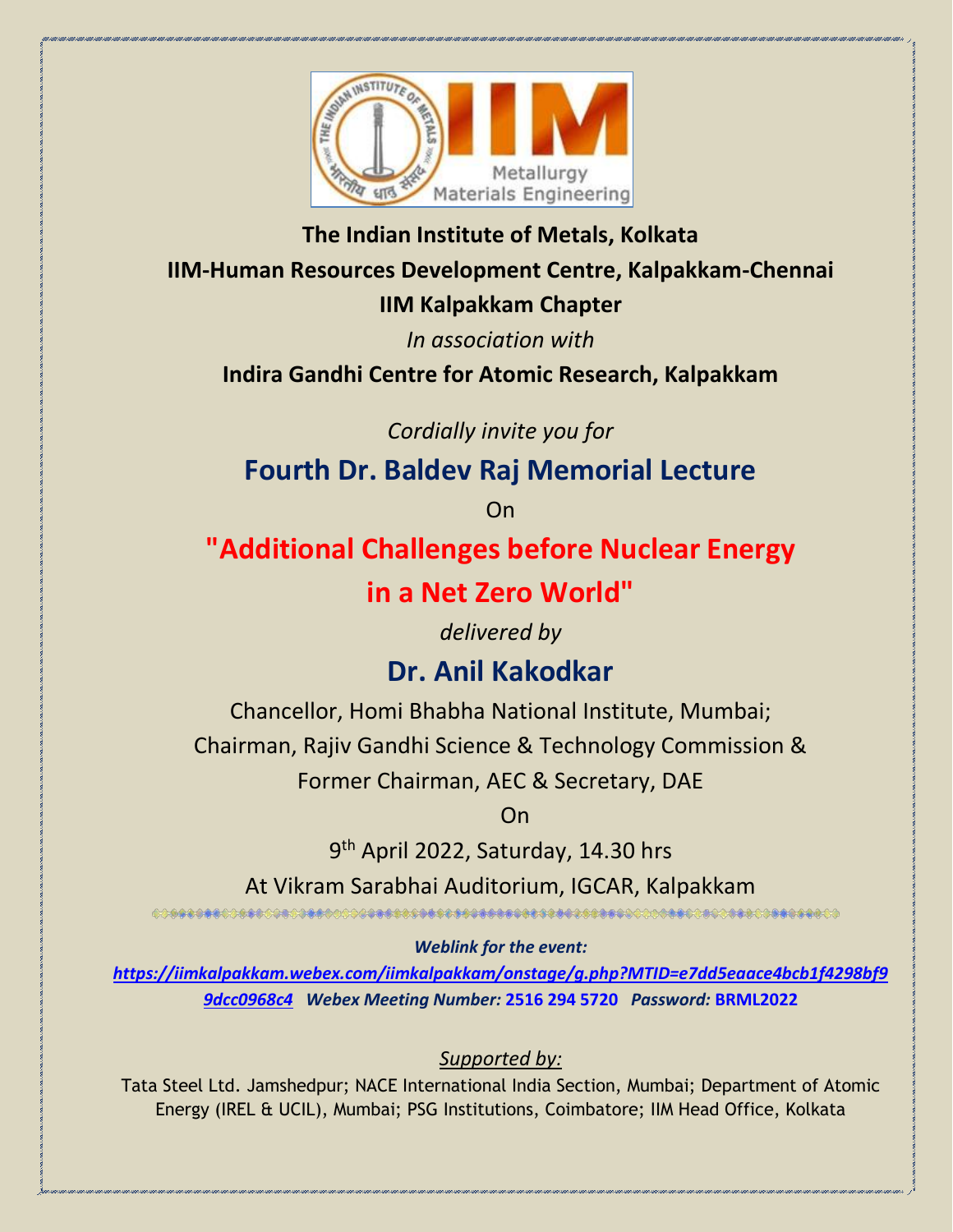**The Indian Institute of Metals, Kolkata**

**IIM-Human Resources Development Centre, Kalpakkam-Chennai**

**IIM Kalpakkam Chapter**

*In association with*

**Indira Gandhi Centre for Atomic Research, Kalpakkam**

*Cordially invite you for*

# Fourth Dr. Baldev Raj Memorial Lecture

On

## "Additional Challenges before Nuclear Energy in a Net Zero World"

*delivered by*

## Dr. Anil Kakodkar

Chancellor, Homi Bhabha National Institute, Mumbai;

Chairman, Rajiv Gandhi Science & Technology Commission &

Former Chairman, AEC & Secretary, DAE

On

9th April 2022, Saturday, 14.30 hrs

At Vikram Sarabhai Auditorium, IGCAR, Kalpakkam

***Weblink for the event:***

***https://iimkalpakkam.webex.com/iimkalpakkam/onstage/g.php?MTID=e7dd5eaace4bcb1f4298bf99dcc0968c4*** ***Webex Meeting Number:* 2516 294 5720** ***Password:* BRML2022**

*Supported by:*

Tata Steel Ltd. Jamshedpur; NACE International India Section, Mumbai; Department of Atomic Energy (IREL & UCIL), Mumbai; PSG Institutions, Coimbatore; IIM Head Office, Kolkata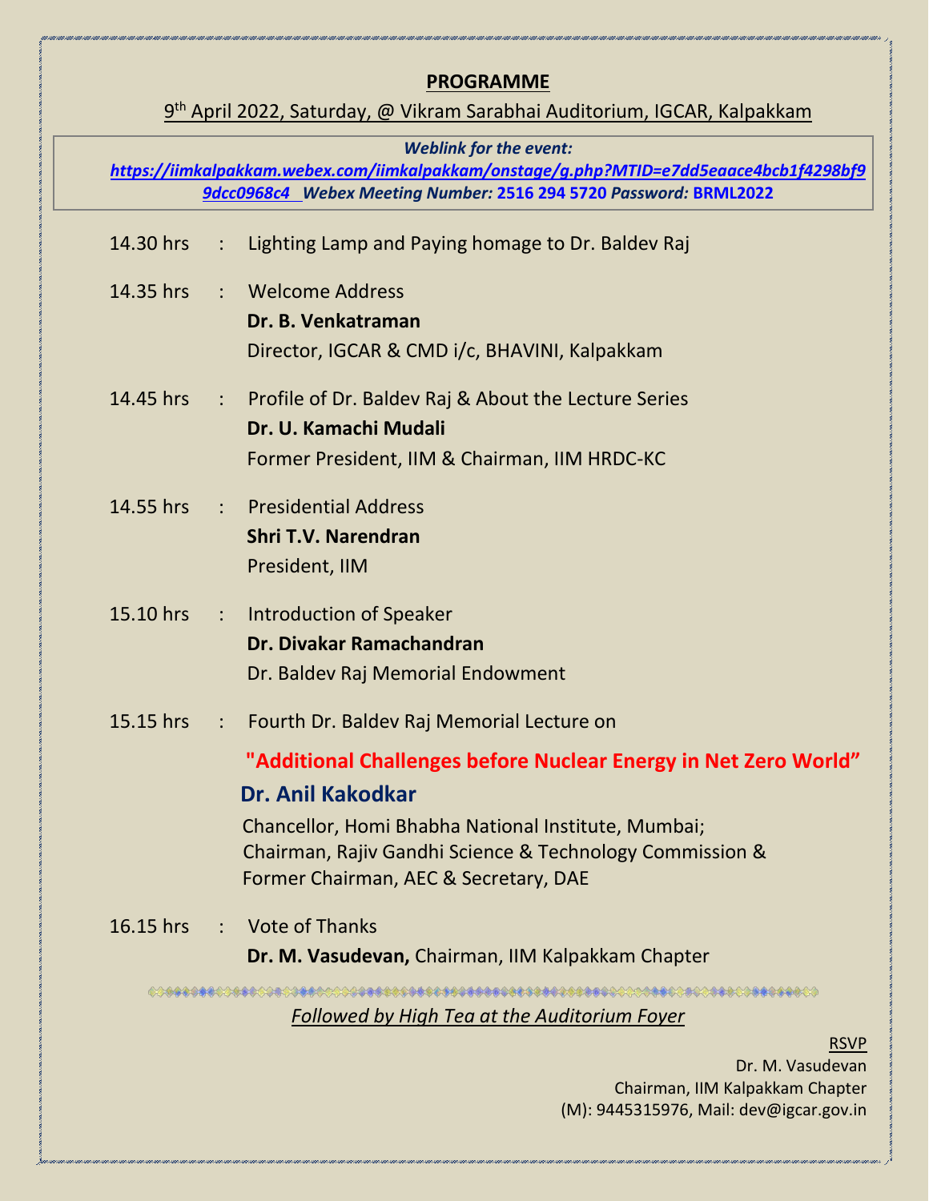## PROGRAMME

9th April 2022, Saturday, @ Vikram Sarabhai Auditorium, IGCAR, Kalpakkam

***Weblink for the event:***
***https://iimkalpakkam.webex.com/iimkalpakkam/onstage/g.php?MTID=e7dd5eaace4bcb1f4298bf99dcc0968c4*** ***Webex Meeting Number:* 2516 294 5720 *Password:* BRML2022**

14.30 hrs : Lighting Lamp and Paying homage to Dr. Baldev Raj

14.35 hrs : Welcome Address
**Dr. B. Venkatraman**
Director, IGCAR & CMD i/c, BHAVINI, Kalpakkam

14.45 hrs : Profile of Dr. Baldev Raj & About the Lecture Series
**Dr. U. Kamachi Mudali**
Former President, IIM & Chairman, IIM HRDC-KC

14.55 hrs : Presidential Address
**Shri T.V. Narendran**
President, IIM

15.10 hrs : Introduction of Speaker
**Dr. Divakar Ramachandran**
Dr. Baldev Raj Memorial Endowment

15.15 hrs : Fourth Dr. Baldev Raj Memorial Lecture on

**"Additional Challenges before Nuclear Energy in Net Zero World"**

**Dr. Anil Kakodkar**

Chancellor, Homi Bhabha National Institute, Mumbai;
Chairman, Rajiv Gandhi Science & Technology Commission &
Former Chairman, AEC & Secretary, DAE

16.15 hrs : Vote of Thanks
**Dr. M. Vasudevan,** Chairman, IIM Kalpakkam Chapter

*Followed by High Tea at the Auditorium Foyer*

RSVP
Dr. M. Vasudevan
Chairman, IIM Kalpakkam Chapter
(M): 9445315976, Mail: dev@igcar.gov.in